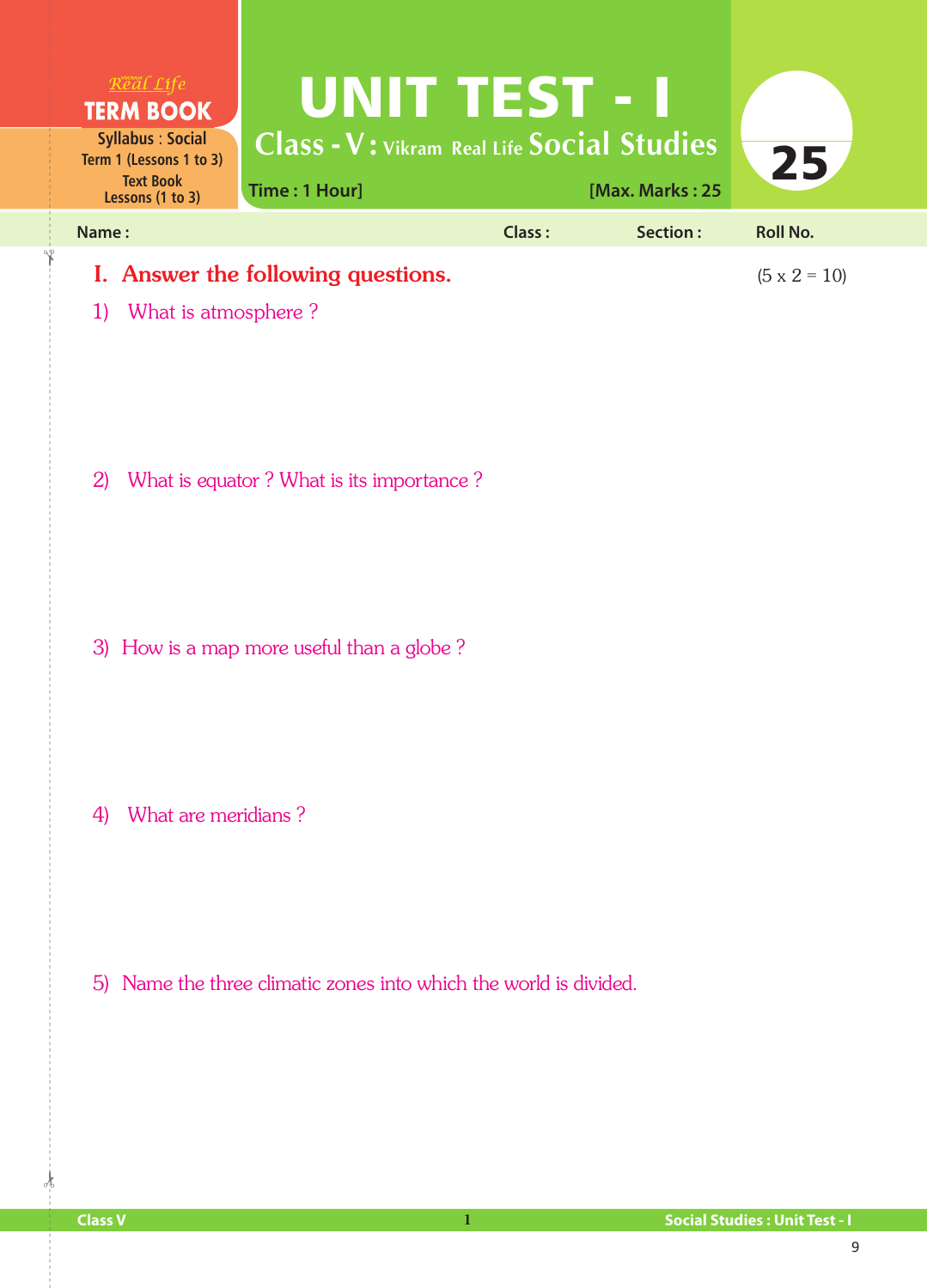Real Life **TERM BOOK**

Syllabus : Social
Term 1 (Lessons 1 to 3)
Text Book
Lessons (1 to 3)

# UNIT TEST - I

## Class - V : Vikram Real Life Social Studies

Time : 1 Hour] [Max. Marks : 25

25

Name : Class : Section : Roll No.

## I. Answer the following questions. (5 x 2 = 10)

1) What is atmosphere ?

2) What is equator ? What is its importance ?

3) How is a map more useful than a globe ?

4) What are meridians ?

5) Name the three climatic zones into which the world is divided.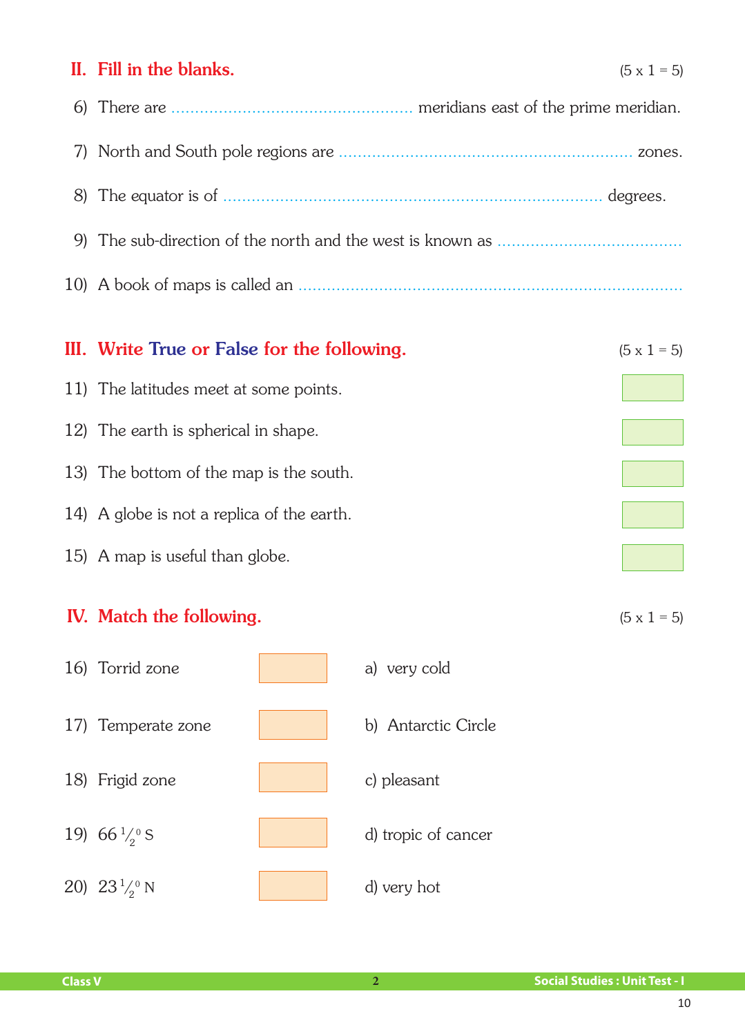## II. Fill in the blanks. (5 x 1 = 5)

6) There are .................................................... meridians east of the prime meridian.

7) North and South pole regions are ............................................................. zones.

8) The equator is of ................................................................................ degrees.

9) The sub-direction of the north and the west is known as ......................................

10) A book of maps is called an ............................................................................

## III. Write True or False for the following. (5 x 1 = 5)

11) The latitudes meet at some points.

12) The earth is spherical in shape.

13) The bottom of the map is the south.

14) A globe is not a replica of the earth.

15) A map is useful than globe.

## IV. Match the following. (5 x 1 = 5)

| | | |
|---|---|---|
| 16) Torrid zone | | a) very cold |
| 17) Temperate zone | | b) Antarctic Circle |
| 18) Frigid zone | | c) pleasant |
| 19) $66\frac{1}{2}^{0}$ S | | d) tropic of cancer |
| 20) $23\frac{1}{2}^{0}$ N | | d) very hot |